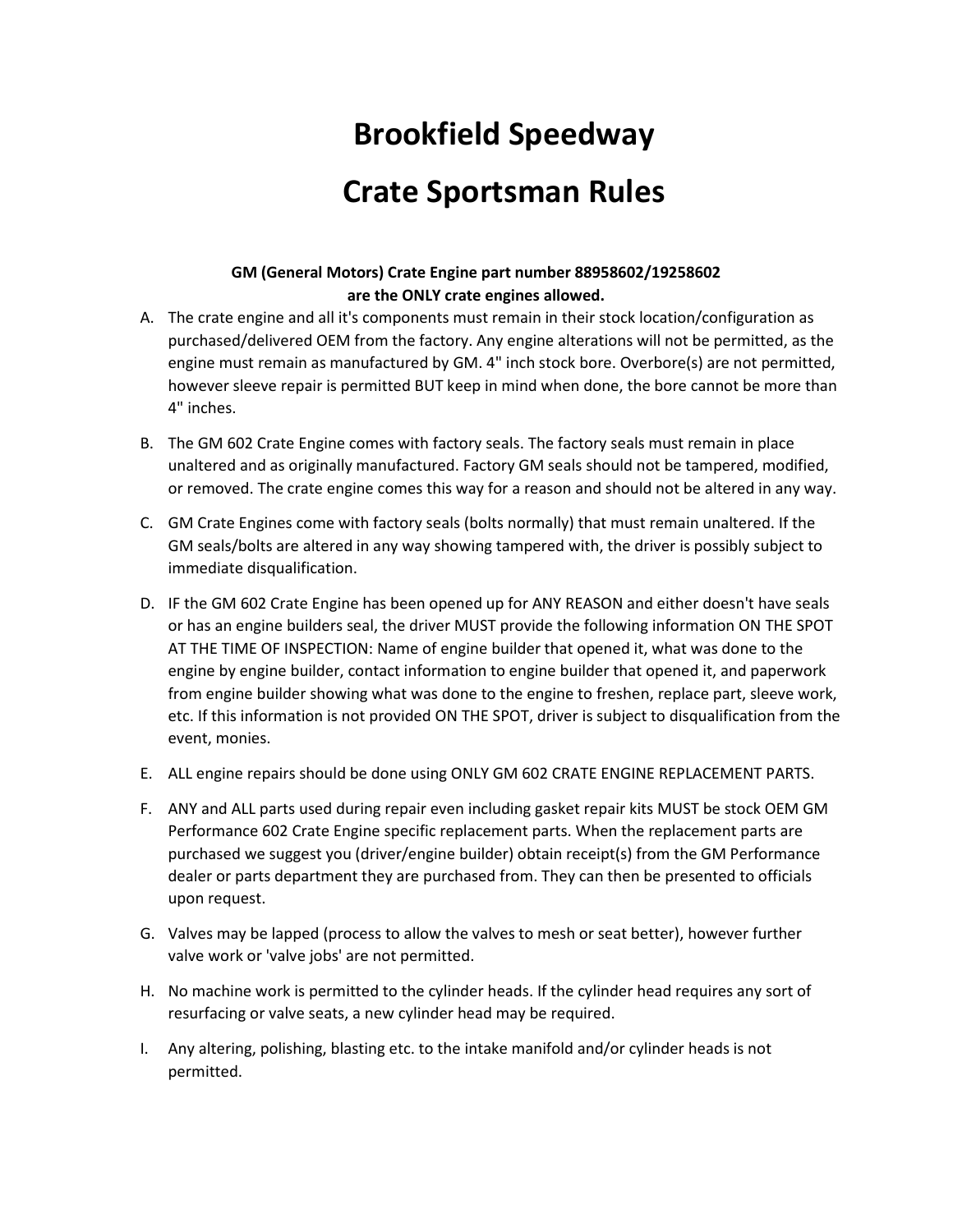# Brookfield Speedway

# Crate Sportsman Rules

**GM (General Motors) Crate Engine part number 88958602/19258602 are the ONLY crate engines allowed.**

A. The crate engine and all it's components must remain in their stock location/configuration as purchased/delivered OEM from the factory. Any engine alterations will not be permitted, as the engine must remain as manufactured by GM. 4" inch stock bore. Overbore(s) are not permitted, however sleeve repair is permitted BUT keep in mind when done, the bore cannot be more than 4" inches.

B. The GM 602 Crate Engine comes with factory seals. The factory seals must remain in place unaltered and as originally manufactured. Factory GM seals should not be tampered, modified, or removed. The crate engine comes this way for a reason and should not be altered in any way.

C. GM Crate Engines come with factory seals (bolts normally) that must remain unaltered. If the GM seals/bolts are altered in any way showing tampered with, the driver is possibly subject to immediate disqualification.

D. IF the GM 602 Crate Engine has been opened up for ANY REASON and either doesn't have seals or has an engine builders seal, the driver MUST provide the following information ON THE SPOT AT THE TIME OF INSPECTION: Name of engine builder that opened it, what was done to the engine by engine builder, contact information to engine builder that opened it, and paperwork from engine builder showing what was done to the engine to freshen, replace part, sleeve work, etc. If this information is not provided ON THE SPOT, driver is subject to disqualification from the event, monies.

E. ALL engine repairs should be done using ONLY GM 602 CRATE ENGINE REPLACEMENT PARTS.

F. ANY and ALL parts used during repair even including gasket repair kits MUST be stock OEM GM Performance 602 Crate Engine specific replacement parts. When the replacement parts are purchased we suggest you (driver/engine builder) obtain receipt(s) from the GM Performance dealer or parts department they are purchased from. They can then be presented to officials upon request.

G. Valves may be lapped (process to allow the valves to mesh or seat better), however further valve work or 'valve jobs' are not permitted.

H. No machine work is permitted to the cylinder heads. If the cylinder head requires any sort of resurfacing or valve seats, a new cylinder head may be required.

I. Any altering, polishing, blasting etc. to the intake manifold and/or cylinder heads is not permitted.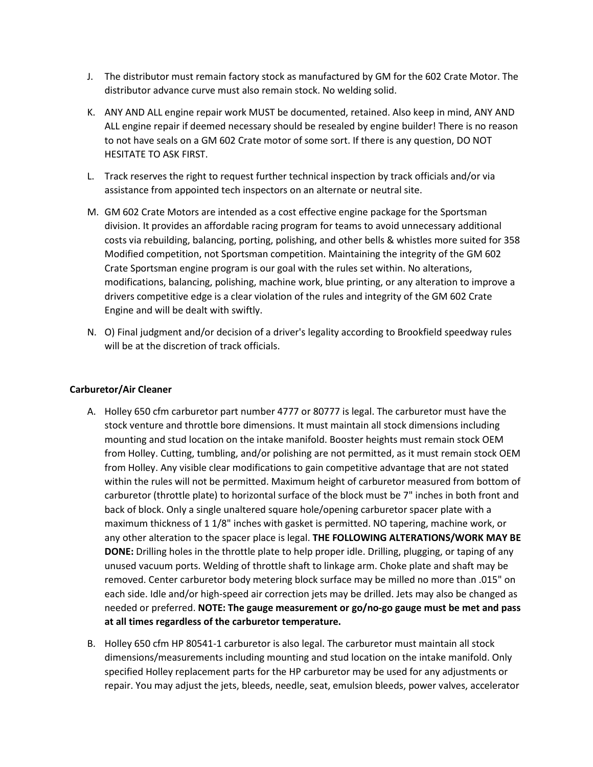J. The distributor must remain factory stock as manufactured by GM for the 602 Crate Motor. The distributor advance curve must also remain stock. No welding solid.

K. ANY AND ALL engine repair work MUST be documented, retained. Also keep in mind, ANY AND ALL engine repair if deemed necessary should be resealed by engine builder! There is no reason to not have seals on a GM 602 Crate motor of some sort. If there is any question, DO NOT HESITATE TO ASK FIRST.

L. Track reserves the right to request further technical inspection by track officials and/or via assistance from appointed tech inspectors on an alternate or neutral site.

M. GM 602 Crate Motors are intended as a cost effective engine package for the Sportsman division. It provides an affordable racing program for teams to avoid unnecessary additional costs via rebuilding, balancing, porting, polishing, and other bells & whistles more suited for 358 Modified competition, not Sportsman competition. Maintaining the integrity of the GM 602 Crate Sportsman engine program is our goal with the rules set within. No alterations, modifications, balancing, polishing, machine work, blue printing, or any alteration to improve a drivers competitive edge is a clear violation of the rules and integrity of the GM 602 Crate Engine and will be dealt with swiftly.

N. O) Final judgment and/or decision of a driver's legality according to Brookfield speedway rules will be at the discretion of track officials.

**Carburetor/Air Cleaner**

A. Holley 650 cfm carburetor part number 4777 or 80777 is legal. The carburetor must have the stock venture and throttle bore dimensions. It must maintain all stock dimensions including mounting and stud location on the intake manifold. Booster heights must remain stock OEM from Holley. Cutting, tumbling, and/or polishing are not permitted, as it must remain stock OEM from Holley. Any visible clear modifications to gain competitive advantage that are not stated within the rules will not be permitted. Maximum height of carburetor measured from bottom of carburetor (throttle plate) to horizontal surface of the block must be 7" inches in both front and back of block. Only a single unaltered square hole/opening carburetor spacer plate with a maximum thickness of 1 1/8" inches with gasket is permitted. NO tapering, machine work, or any other alteration to the spacer place is legal. **THE FOLLOWING ALTERATIONS/WORK MAY BE DONE:** Drilling holes in the throttle plate to help proper idle. Drilling, plugging, or taping of any unused vacuum ports. Welding of throttle shaft to linkage arm. Choke plate and shaft may be removed. Center carburetor body metering block surface may be milled no more than .015" on each side. Idle and/or high-speed air correction jets may be drilled. Jets may also be changed as needed or preferred. **NOTE: The gauge measurement or go/no-go gauge must be met and pass at all times regardless of the carburetor temperature.**

B. Holley 650 cfm HP 80541-1 carburetor is also legal. The carburetor must maintain all stock dimensions/measurements including mounting and stud location on the intake manifold. Only specified Holley replacement parts for the HP carburetor may be used for any adjustments or repair. You may adjust the jets, bleeds, needle, seat, emulsion bleeds, power valves, accelerator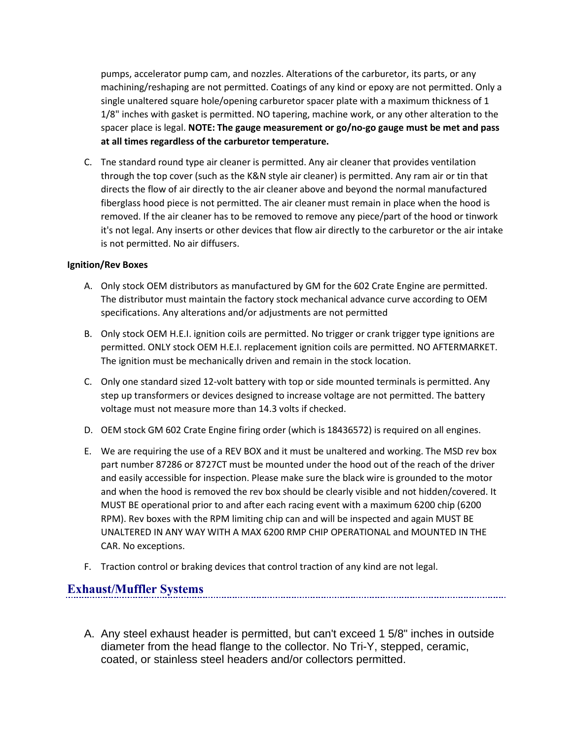pumps, accelerator pump cam, and nozzles. Alterations of the carburetor, its parts, or any machining/reshaping are not permitted. Coatings of any kind or epoxy are not permitted. Only a single unaltered square hole/opening carburetor spacer plate with a maximum thickness of 1 1/8" inches with gasket is permitted. NO tapering, machine work, or any other alteration to the spacer place is legal. **NOTE: The gauge measurement or go/no-go gauge must be met and pass at all times regardless of the carburetor temperature.**

C. Tne standard round type air cleaner is permitted. Any air cleaner that provides ventilation through the top cover (such as the K&N style air cleaner) is permitted. Any ram air or tin that directs the flow of air directly to the air cleaner above and beyond the normal manufactured fiberglass hood piece is not permitted. The air cleaner must remain in place when the hood is removed. If the air cleaner has to be removed to remove any piece/part of the hood or tinwork it's not legal. Any inserts or other devices that flow air directly to the carburetor or the air intake is not permitted. No air diffusers.

**Ignition/Rev Boxes**

A. Only stock OEM distributors as manufactured by GM for the 602 Crate Engine are permitted. The distributor must maintain the factory stock mechanical advance curve according to OEM specifications. Any alterations and/or adjustments are not permitted

B. Only stock OEM H.E.I. ignition coils are permitted. No trigger or crank trigger type ignitions are permitted. ONLY stock OEM H.E.I. replacement ignition coils are permitted. NO AFTERMARKET. The ignition must be mechanically driven and remain in the stock location.

C. Only one standard sized 12-volt battery with top or side mounted terminals is permitted. Any step up transformers or devices designed to increase voltage are not permitted. The battery voltage must not measure more than 14.3 volts if checked.

D. OEM stock GM 602 Crate Engine firing order (which is 18436572) is required on all engines.

E. We are requiring the use of a REV BOX and it must be unaltered and working. The MSD rev box part number 87286 or 8727CT must be mounted under the hood out of the reach of the driver and easily accessible for inspection. Please make sure the black wire is grounded to the motor and when the hood is removed the rev box should be clearly visible and not hidden/covered. It MUST BE operational prior to and after each racing event with a maximum 6200 chip (6200 RPM). Rev boxes with the RPM limiting chip can and will be inspected and again MUST BE UNALTERED IN ANY WAY WITH A MAX 6200 RMP CHIP OPERATIONAL and MOUNTED IN THE CAR. No exceptions.

F. Traction control or braking devices that control traction of any kind are not legal.

## Exhaust/Muffler Systems

A. Any steel exhaust header is permitted, but can't exceed 1 5/8" inches in outside diameter from the head flange to the collector. No Tri-Y, stepped, ceramic, coated, or stainless steel headers and/or collectors permitted.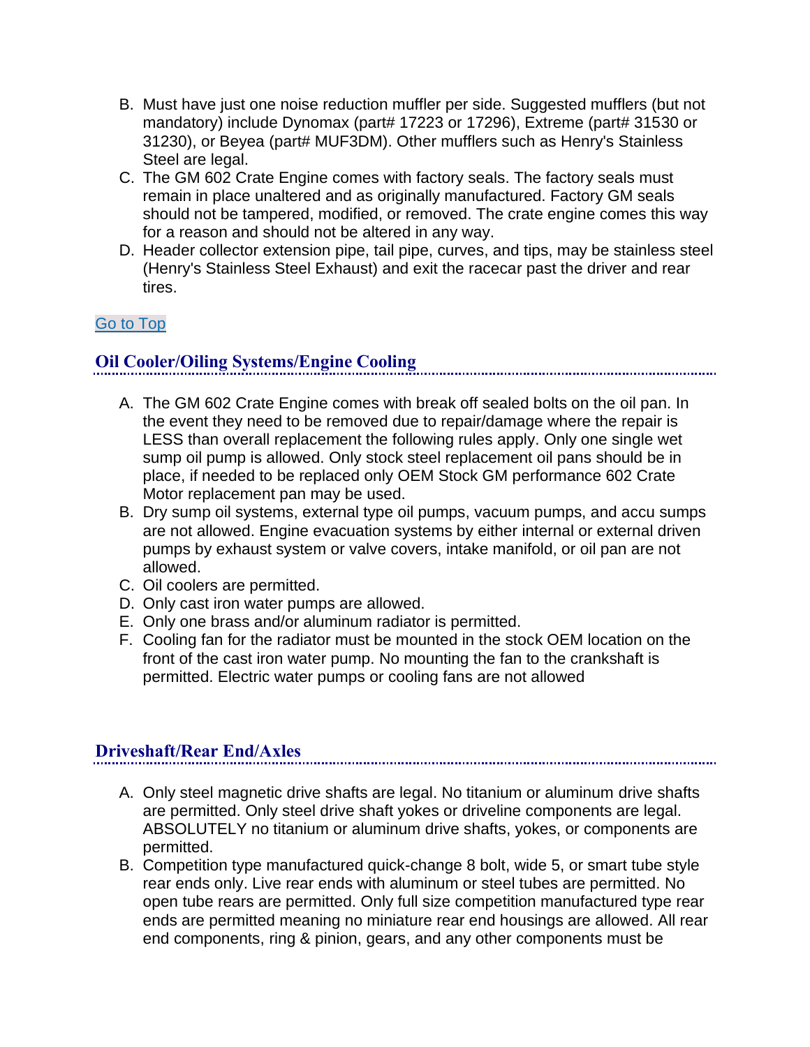B. Must have just one noise reduction muffler per side. Suggested mufflers (but not mandatory) include Dynomax (part# 17223 or 17296), Extreme (part# 31530 or 31230), or Beyea (part# MUF3DM). Other mufflers such as Henry's Stainless Steel are legal.

C. The GM 602 Crate Engine comes with factory seals. The factory seals must remain in place unaltered and as originally manufactured. Factory GM seals should not be tampered, modified, or removed. The crate engine comes this way for a reason and should not be altered in any way.

D. Header collector extension pipe, tail pipe, curves, and tips, may be stainless steel (Henry's Stainless Steel Exhaust) and exit the racecar past the driver and rear tires.

Go to Top

## Oil Cooler/Oiling Systems/Engine Cooling

A. The GM 602 Crate Engine comes with break off sealed bolts on the oil pan. In the event they need to be removed due to repair/damage where the repair is LESS than overall replacement the following rules apply. Only one single wet sump oil pump is allowed. Only stock steel replacement oil pans should be in place, if needed to be replaced only OEM Stock GM performance 602 Crate Motor replacement pan may be used.

B. Dry sump oil systems, external type oil pumps, vacuum pumps, and accu sumps are not allowed. Engine evacuation systems by either internal or external driven pumps by exhaust system or valve covers, intake manifold, or oil pan are not allowed.

C. Oil coolers are permitted.

D. Only cast iron water pumps are allowed.

E. Only one brass and/or aluminum radiator is permitted.

F. Cooling fan for the radiator must be mounted in the stock OEM location on the front of the cast iron water pump. No mounting the fan to the crankshaft is permitted. Electric water pumps or cooling fans are not allowed

## Driveshaft/Rear End/Axles

A. Only steel magnetic drive shafts are legal. No titanium or aluminum drive shafts are permitted. Only steel drive shaft yokes or driveline components are legal. ABSOLUTELY no titanium or aluminum drive shafts, yokes, or components are permitted.

B. Competition type manufactured quick-change 8 bolt, wide 5, or smart tube style rear ends only. Live rear ends with aluminum or steel tubes are permitted. No open tube rears are permitted. Only full size competition manufactured type rear ends are permitted meaning no miniature rear end housings are allowed. All rear end components, ring & pinion, gears, and any other components must be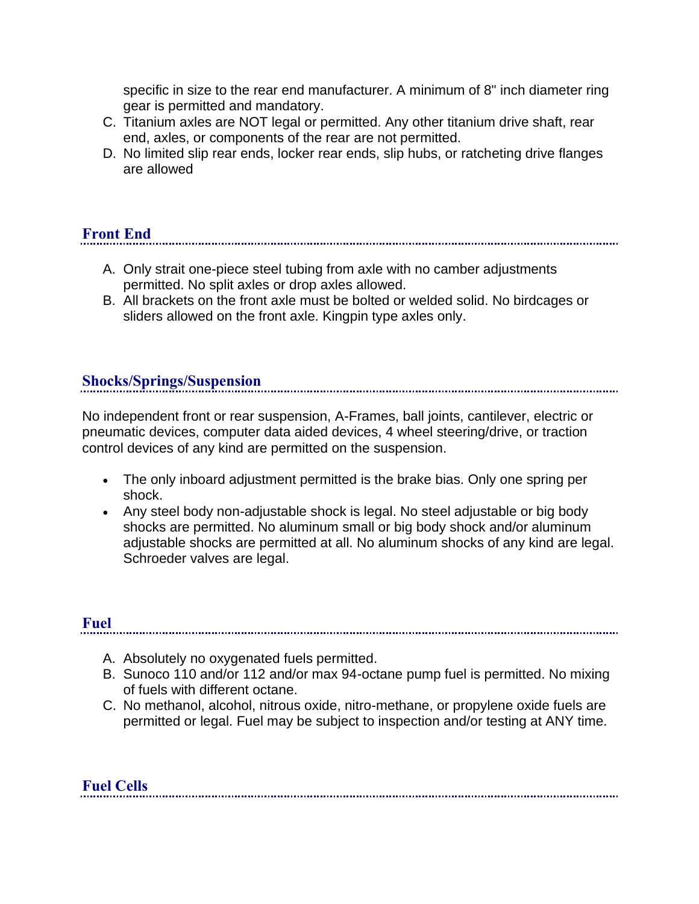specific in size to the rear end manufacturer. A minimum of 8" inch diameter ring gear is permitted and mandatory.

C. Titanium axles are NOT legal or permitted. Any other titanium drive shaft, rear end, axles, or components of the rear are not permitted.
D. No limited slip rear ends, locker rear ends, slip hubs, or ratcheting drive flanges are allowed

## Front End

A. Only strait one-piece steel tubing from axle with no camber adjustments permitted. No split axles or drop axles allowed.
B. All brackets on the front axle must be bolted or welded solid. No birdcages or sliders allowed on the front axle. Kingpin type axles only.

## Shocks/Springs/Suspension

No independent front or rear suspension, A-Frames, ball joints, cantilever, electric or pneumatic devices, computer data aided devices, 4 wheel steering/drive, or traction control devices of any kind are permitted on the suspension.

- The only inboard adjustment permitted is the brake bias. Only one spring per shock.
- Any steel body non-adjustable shock is legal. No steel adjustable or big body shocks are permitted. No aluminum small or big body shock and/or aluminum adjustable shocks are permitted at all. No aluminum shocks of any kind are legal. Schroeder valves are legal.

## Fuel

A. Absolutely no oxygenated fuels permitted.
B. Sunoco 110 and/or 112 and/or max 94-octane pump fuel is permitted. No mixing of fuels with different octane.
C. No methanol, alcohol, nitrous oxide, nitro-methane, or propylene oxide fuels are permitted or legal. Fuel may be subject to inspection and/or testing at ANY time.

## Fuel Cells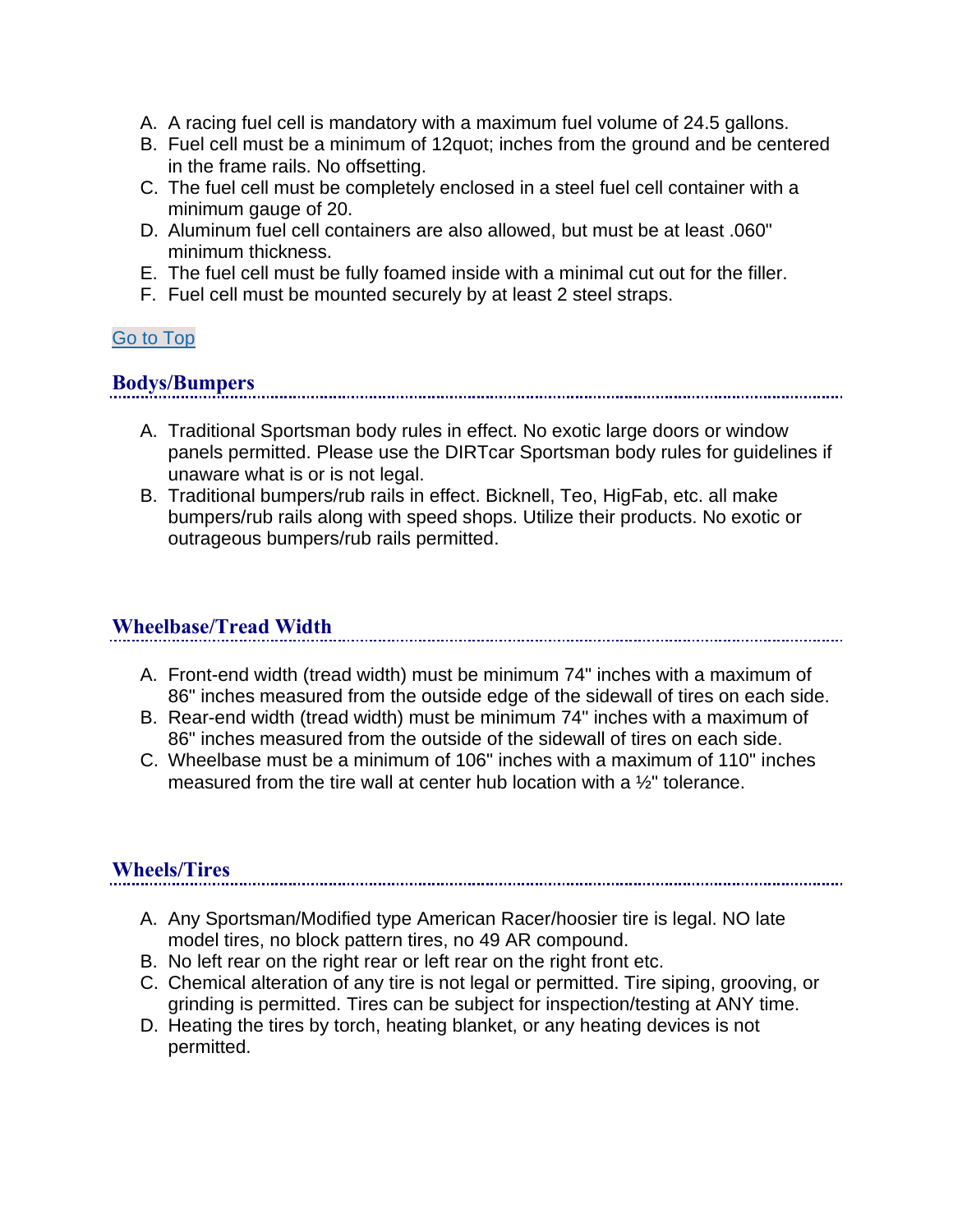A. A racing fuel cell is mandatory with a maximum fuel volume of 24.5 gallons.
B. Fuel cell must be a minimum of 12quot; inches from the ground and be centered in the frame rails. No offsetting.
C. The fuel cell must be completely enclosed in a steel fuel cell container with a minimum gauge of 20.
D. Aluminum fuel cell containers are also allowed, but must be at least .060" minimum thickness.
E. The fuel cell must be fully foamed inside with a minimal cut out for the filler.
F. Fuel cell must be mounted securely by at least 2 steel straps.

Go to Top

## Bodys/Bumpers

A. Traditional Sportsman body rules in effect. No exotic large doors or window panels permitted. Please use the DIRTcar Sportsman body rules for guidelines if unaware what is or is not legal.
B. Traditional bumpers/rub rails in effect. Bicknell, Teo, HigFab, etc. all make bumpers/rub rails along with speed shops. Utilize their products. No exotic or outrageous bumpers/rub rails permitted.

## Wheelbase/Tread Width

A. Front-end width (tread width) must be minimum 74" inches with a maximum of 86" inches measured from the outside edge of the sidewall of tires on each side.
B. Rear-end width (tread width) must be minimum 74" inches with a maximum of 86" inches measured from the outside of the sidewall of tires on each side.
C. Wheelbase must be a minimum of 106" inches with a maximum of 110" inches measured from the tire wall at center hub location with a ½" tolerance.

## Wheels/Tires

A. Any Sportsman/Modified type American Racer/hoosier tire is legal. NO late model tires, no block pattern tires, no 49 AR compound.
B. No left rear on the right rear or left rear on the right front etc.
C. Chemical alteration of any tire is not legal or permitted. Tire siping, grooving, or grinding is permitted. Tires can be subject for inspection/testing at ANY time.
D. Heating the tires by torch, heating blanket, or any heating devices is not permitted.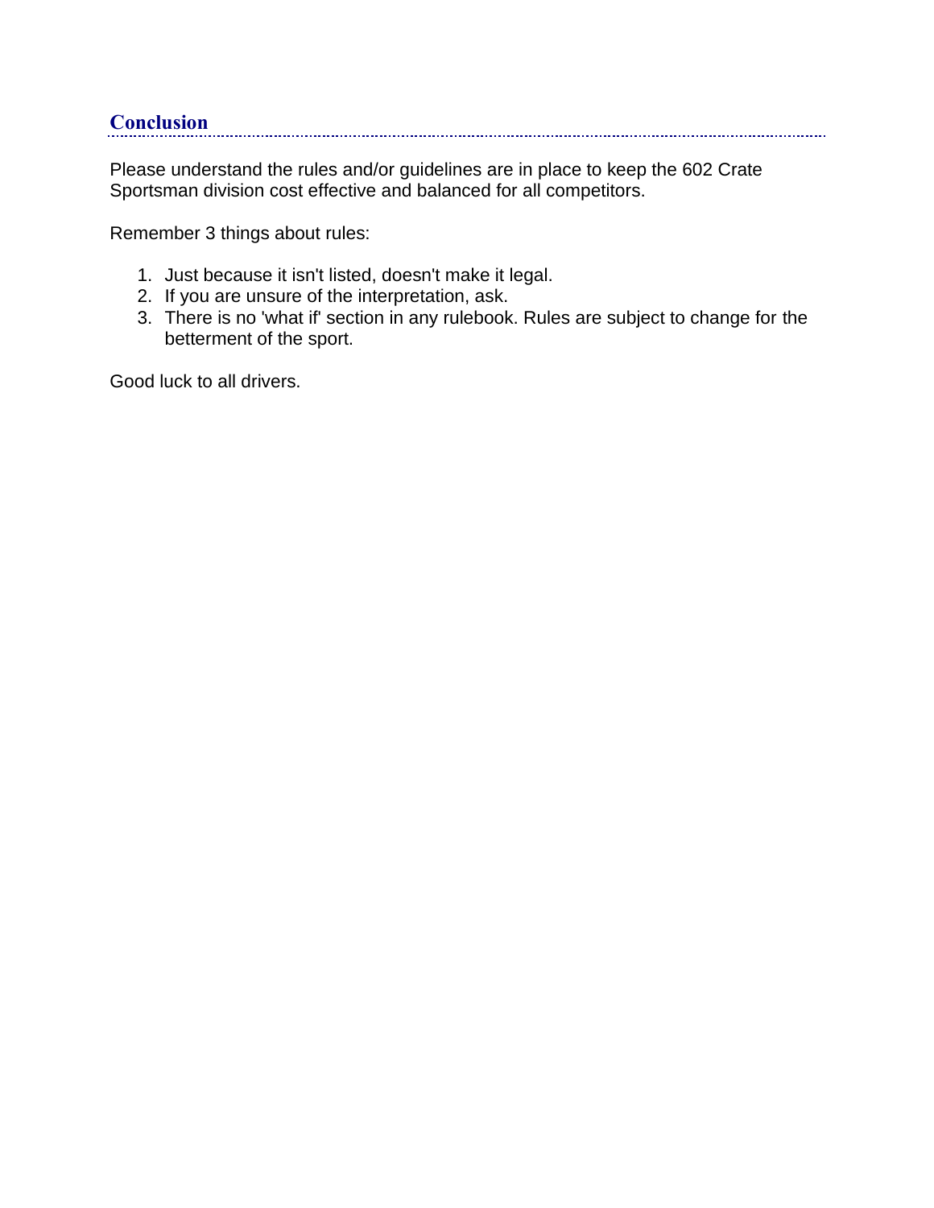## Conclusion

Please understand the rules and/or guidelines are in place to keep the 602 Crate Sportsman division cost effective and balanced for all competitors.

Remember 3 things about rules:

1. Just because it isn't listed, doesn't make it legal.
2. If you are unsure of the interpretation, ask.
3. There is no 'what if' section in any rulebook. Rules are subject to change for the betterment of the sport.

Good luck to all drivers.